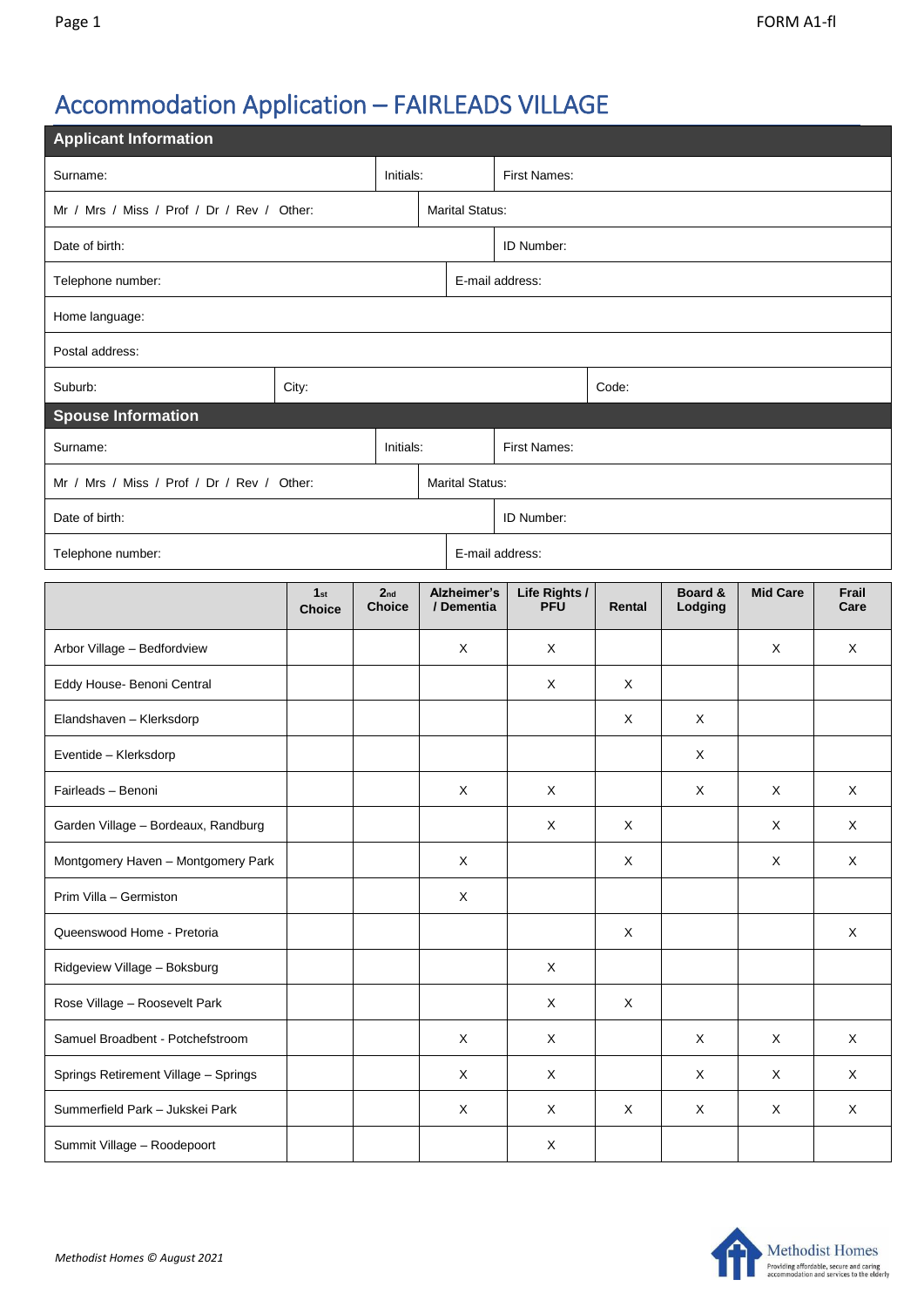# Accommodation Application – FAIRLEADS VILLAGE

## Applicant Information

| | | |
|---|---|---|
| Surname: | Initials: | First Names: |
| Mr / Mrs / Miss / Prof / Dr / Rev / Other: | Marital Status: | |
| Date of birth: | | ID Number: |
| Telephone number: | E-mail address: | |
| Home language: | | |
| Postal address: | | |
| Suburb: | City: | Code: |

## Spouse Information

| | | |
|---|---|---|
| Surname: | Initials: | First Names: |
| Mr / Mrs / Miss / Prof / Dr / Rev / Other: | Marital Status: | |
| Date of birth: | | ID Number: |
| Telephone number: | E-mail address: | |

| | 1st Choice | 2nd Choice | Alzheimer's / Dementia | Life Rights / PFU | Rental | Board & Lodging | Mid Care | Frail Care |
|---|---|---|---|---|---|---|---|---|
| Arbor Village – Bedfordview | | | X | X | | | X | X |
| Eddy House- Benoni Central | | | | X | X | | | |
| Elandshaven – Klerksdorp | | | | | X | X | | |
| Eventide – Klerksdorp | | | | | | X | | |
| Fairleads – Benoni | | | X | X | | X | X | X |
| Garden Village – Bordeaux, Randburg | | | | X | X | | X | X |
| Montgomery Haven – Montgomery Park | | | X | | X | | X | X |
| Prim Villa – Germiston | | | X | | | | | |
| Queenswood Home - Pretoria | | | | | X | | | X |
| Ridgeview Village – Boksburg | | | | X | | | | |
| Rose Village – Roosevelt Park | | | | X | X | | | |
| Samuel Broadbent - Potchefstroom | | | X | X | | X | X | X |
| Springs Retirement Village – Springs | | | X | X | | X | X | X |
| Summerfield Park – Jukskei Park | | | X | X | X | X | X | X |
| Summit Village – Roodepoort | | | | X | | | | |

*Methodist Homes © August 2021*

Methodist Homes
Providing affordable, secure and caring accommodation and services to the elderly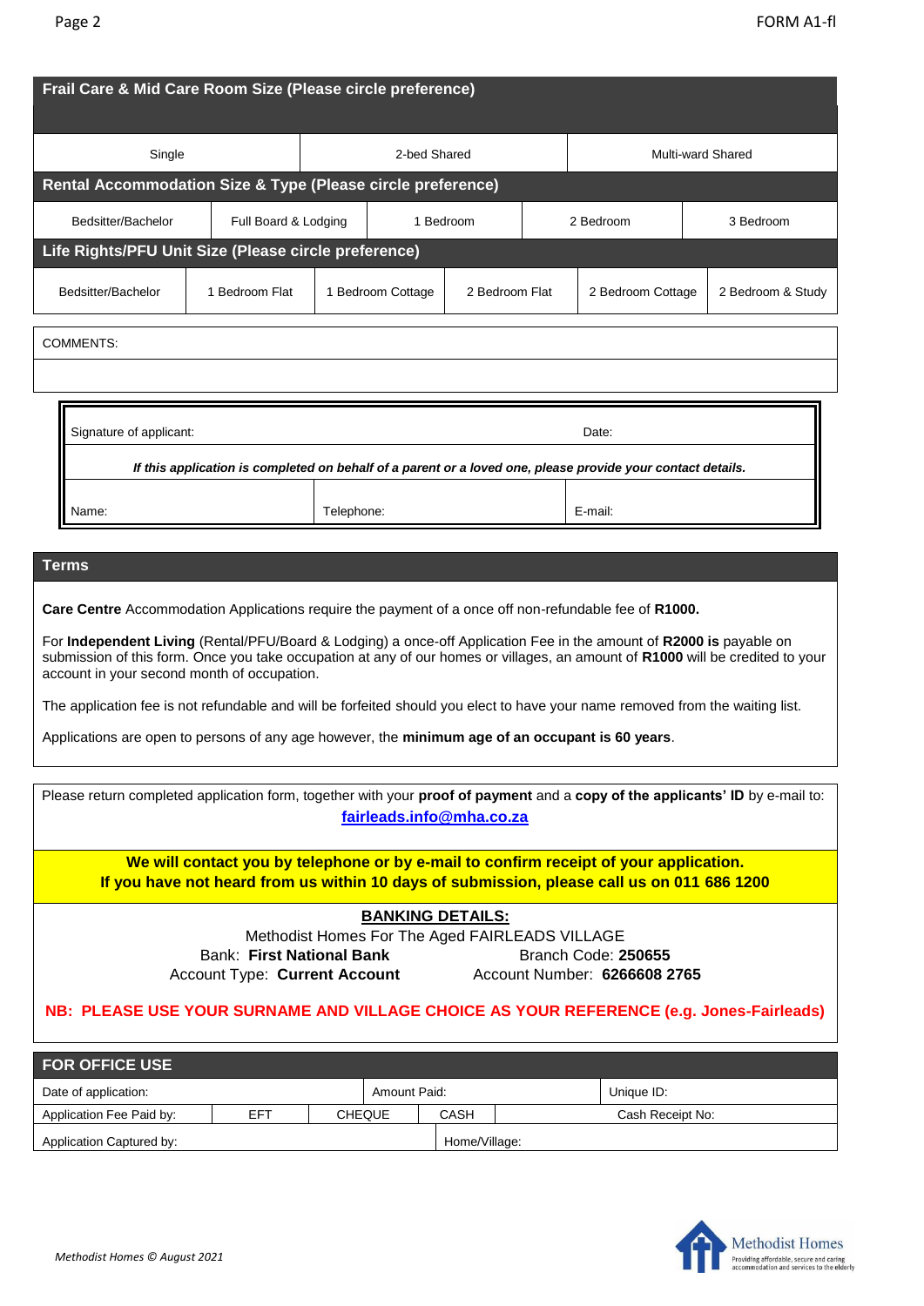## Frail Care & Mid Care Room Size (Please circle preference)

| | | |
|---|---|---|
| Single | 2-bed Shared | Multi-ward Shared |

## Rental Accommodation Size & Type (Please circle preference)

| | | | | |
|---|---|---|---|---|
| Bedsitter/Bachelor | Full Board & Lodging | 1 Bedroom | 2 Bedroom | 3 Bedroom |

## Life Rights/PFU Unit Size (Please circle preference)

| | | | | | |
|---|---|---|---|---|---|
| Bedsitter/Bachelor | 1 Bedroom Flat | 1 Bedroom Cottage | 2 Bedroom Flat | 2 Bedroom Cottage | 2 Bedroom & Study |

COMMENTS:

| | | |
|---|---|---|
| Signature of applicant: | | Date: |
| *If this application is completed on behalf of a parent or a loved one, please provide your contact details.* | | |
| Name: | Telephone: | E-mail: |

## Terms

**Care Centre** Accommodation Applications require the payment of a once off non-refundable fee of **R1000.**

For **Independent Living** (Rental/PFU/Board & Lodging) a once-off Application Fee in the amount of **R2000 is** payable on submission of this form. Once you take occupation at any of our homes or villages, an amount of **R1000** will be credited to your account in your second month of occupation.

The application fee is not refundable and will be forfeited should you elect to have your name removed from the waiting list.

Applications are open to persons of any age however, the **minimum age of an occupant is 60 years**.

Please return completed application form, together with your **proof of payment** and a **copy of the applicants' ID** by e-mail to: **fairleads.info@mha.co.za**

**We will contact you by telephone or by e-mail to confirm receipt of your application.**
**If you have not heard from us within 10 days of submission, please call us on 011 686 1200**

**BANKING DETAILS:**

Methodist Homes For The Aged FAIRLEADS VILLAGE

Bank: **First National Bank** Branch Code: **250655**

Account Type: **Current Account** Account Number: **6266608 2765**

**NB: PLEASE USE YOUR SURNAME AND VILLAGE CHOICE AS YOUR REFERENCE (e.g. Jones-Fairleads)**

## FOR OFFICE USE

| | | | | |
|---|---|---|---|---|
| Date of application: | | Amount Paid: | | Unique ID: |
| Application Fee Paid by: | EFT | CHEQUE | CASH | Cash Receipt No: |
| Application Captured by: | | | Home/Village: | |

*Methodist Homes © August 2021*

Methodist Homes
Providing affordable, secure and caring accommodation and services to the elderly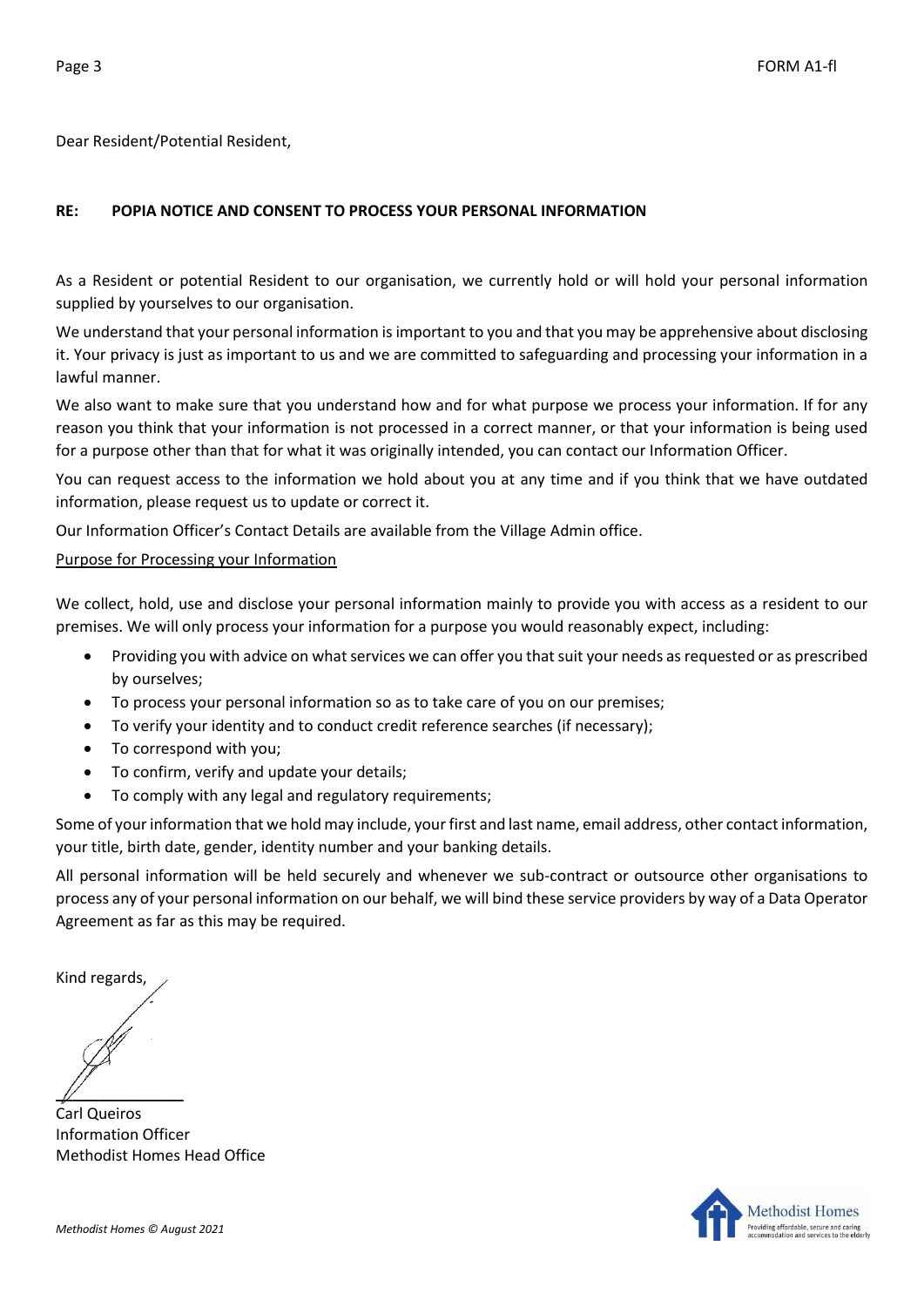Dear Resident/Potential Resident,

**RE: POPIA NOTICE AND CONSENT TO PROCESS YOUR PERSONAL INFORMATION**

As a Resident or potential Resident to our organisation, we currently hold or will hold your personal information supplied by yourselves to our organisation.

We understand that your personal information is important to you and that you may be apprehensive about disclosing it. Your privacy is just as important to us and we are committed to safeguarding and processing your information in a lawful manner.

We also want to make sure that you understand how and for what purpose we process your information. If for any reason you think that your information is not processed in a correct manner, or that your information is being used for a purpose other than that for what it was originally intended, you can contact our Information Officer.

You can request access to the information we hold about you at any time and if you think that we have outdated information, please request us to update or correct it.

Our Information Officer's Contact Details are available from the Village Admin office.

<u>Purpose for Processing your Information</u>

We collect, hold, use and disclose your personal information mainly to provide you with access as a resident to our premises. We will only process your information for a purpose you would reasonably expect, including:

- Providing you with advice on what services we can offer you that suit your needs as requested or as prescribed by ourselves;
- To process your personal information so as to take care of you on our premises;
- To verify your identity and to conduct credit reference searches (if necessary);
- To correspond with you;
- To confirm, verify and update your details;
- To comply with any legal and regulatory requirements;

Some of your information that we hold may include, your first and last name, email address, other contact information, your title, birth date, gender, identity number and your banking details.

All personal information will be held securely and whenever we sub-contract or outsource other organisations to process any of your personal information on our behalf, we will bind these service providers by way of a Data Operator Agreement as far as this may be required.

Kind regards,

Carl Queiros
Information Officer
Methodist Homes Head Office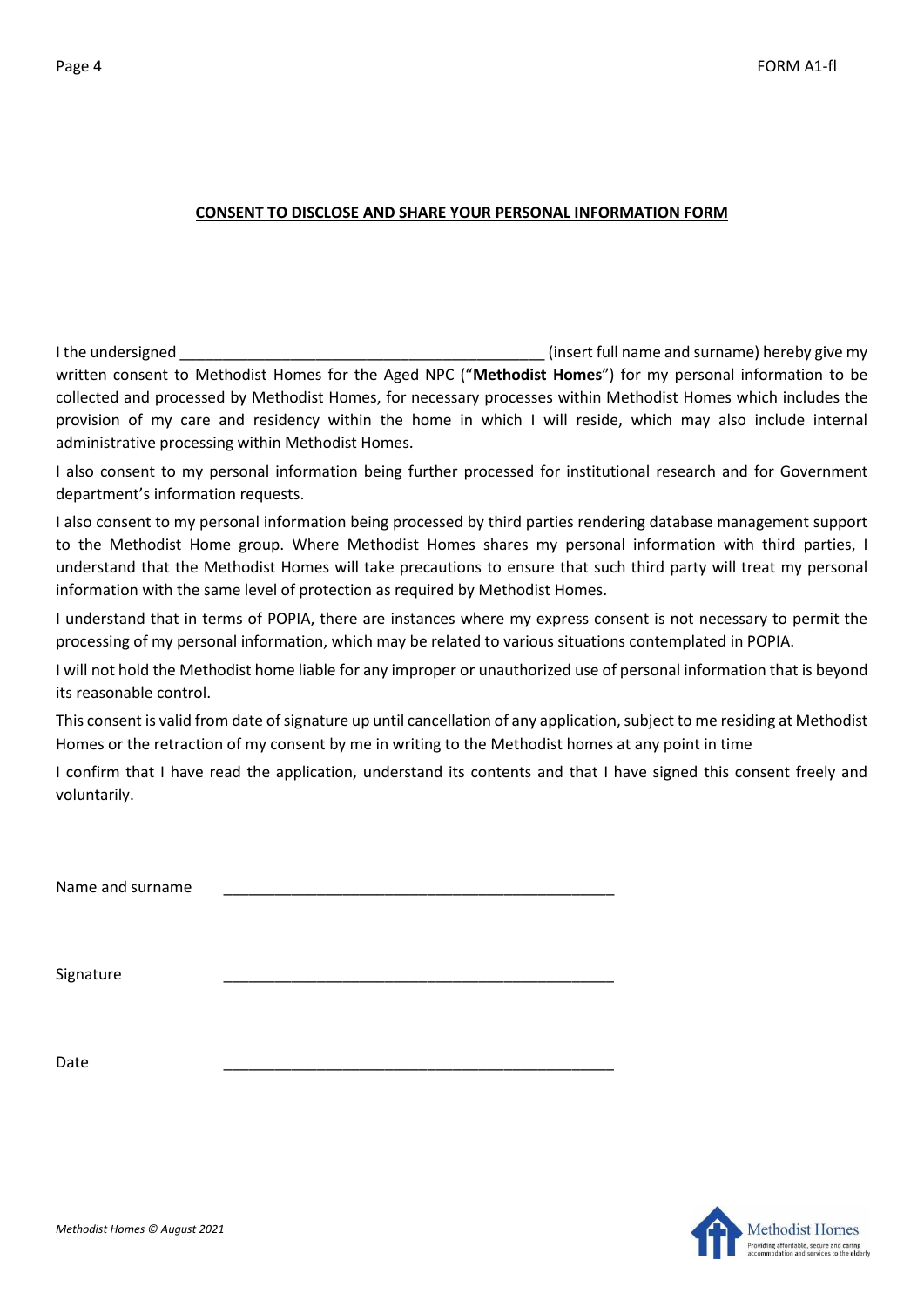**CONSENT TO DISCLOSE AND SHARE YOUR PERSONAL INFORMATION FORM**

I the undersigned ___________________________________________ (insert full name and surname) hereby give my written consent to Methodist Homes for the Aged NPC ("**Methodist Homes**") for my personal information to be collected and processed by Methodist Homes, for necessary processes within Methodist Homes which includes the provision of my care and residency within the home in which I will reside, which may also include internal administrative processing within Methodist Homes.

I also consent to my personal information being further processed for institutional research and for Government department's information requests.

I also consent to my personal information being processed by third parties rendering database management support to the Methodist Home group. Where Methodist Homes shares my personal information with third parties, I understand that the Methodist Homes will take precautions to ensure that such third party will treat my personal information with the same level of protection as required by Methodist Homes.

I understand that in terms of POPIA, there are instances where my express consent is not necessary to permit the processing of my personal information, which may be related to various situations contemplated in POPIA.

I will not hold the Methodist home liable for any improper or unauthorized use of personal information that is beyond its reasonable control.

This consent is valid from date of signature up until cancellation of any application, subject to me residing at Methodist Homes or the retraction of my consent by me in writing to the Methodist homes at any point in time

I confirm that I have read the application, understand its contents and that I have signed this consent freely and voluntarily.

Name and surname ______________________________________________

Signature ______________________________________________

Date ______________________________________________

*Methodist Homes © August 2021*

Methodist Homes
Providing affordable, secure and caring accommodation and services to the elderly